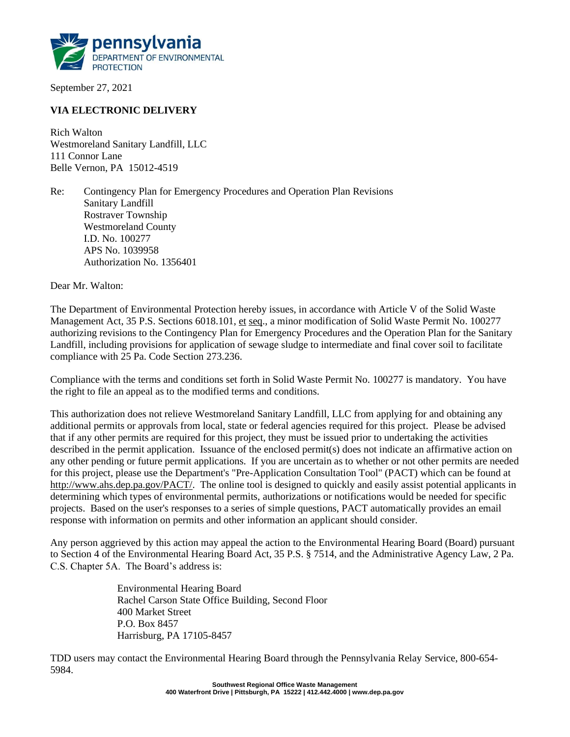**pennsylvania**
DEPARTMENT OF ENVIRONMENTAL PROTECTION

September 27, 2021

**VIA ELECTRONIC DELIVERY**

Rich Walton
Westmoreland Sanitary Landfill, LLC
111 Connor Lane
Belle Vernon, PA 15012-4519

Re: Contingency Plan for Emergency Procedures and Operation Plan Revisions
Sanitary Landfill
Rostraver Township
Westmoreland County
I.D. No. 100277
APS No. 1039958
Authorization No. 1356401

Dear Mr. Walton:

The Department of Environmental Protection hereby issues, in accordance with Article V of the Solid Waste Management Act, 35 P.S. Sections 6018.101, et seq., a minor modification of Solid Waste Permit No. 100277 authorizing revisions to the Contingency Plan for Emergency Procedures and the Operation Plan for the Sanitary Landfill, including provisions for application of sewage sludge to intermediate and final cover soil to facilitate compliance with 25 Pa. Code Section 273.236.

Compliance with the terms and conditions set forth in Solid Waste Permit No. 100277 is mandatory. You have the right to file an appeal as to the modified terms and conditions.

This authorization does not relieve Westmoreland Sanitary Landfill, LLC from applying for and obtaining any additional permits or approvals from local, state or federal agencies required for this project. Please be advised that if any other permits are required for this project, they must be issued prior to undertaking the activities described in the permit application. Issuance of the enclosed permit(s) does not indicate an affirmative action on any other pending or future permit applications. If you are uncertain as to whether or not other permits are needed for this project, please use the Department's "Pre-Application Consultation Tool" (PACT) which can be found at http://www.ahs.dep.pa.gov/PACT/. The online tool is designed to quickly and easily assist potential applicants in determining which types of environmental permits, authorizations or notifications would be needed for specific projects. Based on the user's responses to a series of simple questions, PACT automatically provides an email response with information on permits and other information an applicant should consider.

Any person aggrieved by this action may appeal the action to the Environmental Hearing Board (Board) pursuant to Section 4 of the Environmental Hearing Board Act, 35 P.S. § 7514, and the Administrative Agency Law, 2 Pa. C.S. Chapter 5A. The Board's address is:

Environmental Hearing Board
Rachel Carson State Office Building, Second Floor
400 Market Street
P.O. Box 8457
Harrisburg, PA 17105-8457

TDD users may contact the Environmental Hearing Board through the Pennsylvania Relay Service, 800-654-5984.

Southwest Regional Office Waste Management
400 Waterfront Drive | Pittsburgh, PA 15222 | 412.442.4000 | www.dep.pa.gov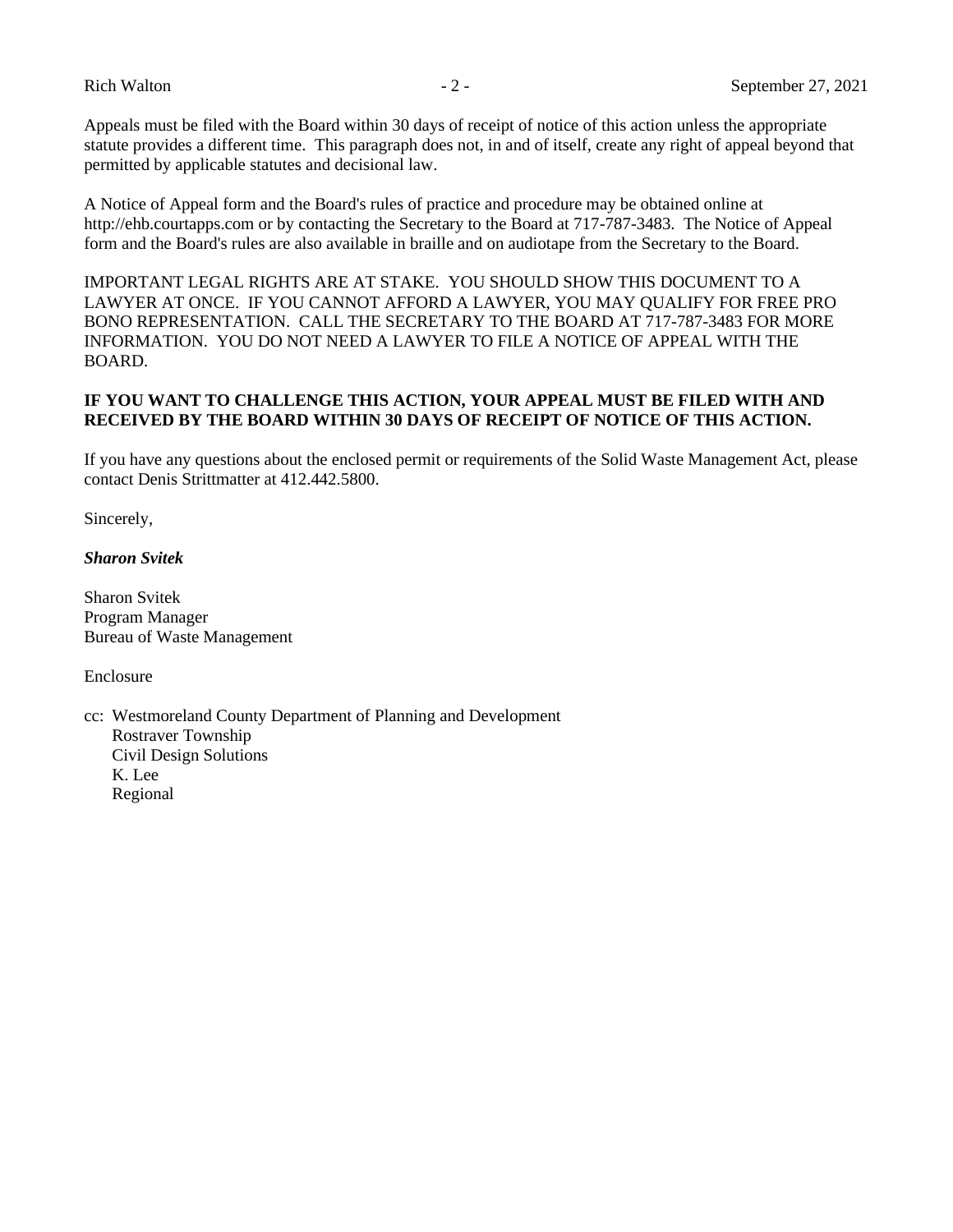Appeals must be filed with the Board within 30 days of receipt of notice of this action unless the appropriate statute provides a different time. This paragraph does not, in and of itself, create any right of appeal beyond that permitted by applicable statutes and decisional law.

A Notice of Appeal form and the Board's rules of practice and procedure may be obtained online at http://ehb.courtapps.com or by contacting the Secretary to the Board at 717-787-3483. The Notice of Appeal form and the Board's rules are also available in braille and on audiotape from the Secretary to the Board.

IMPORTANT LEGAL RIGHTS ARE AT STAKE. YOU SHOULD SHOW THIS DOCUMENT TO A LAWYER AT ONCE. IF YOU CANNOT AFFORD A LAWYER, YOU MAY QUALIFY FOR FREE PRO BONO REPRESENTATION. CALL THE SECRETARY TO THE BOARD AT 717-787-3483 FOR MORE INFORMATION. YOU DO NOT NEED A LAWYER TO FILE A NOTICE OF APPEAL WITH THE BOARD.

**IF YOU WANT TO CHALLENGE THIS ACTION, YOUR APPEAL MUST BE FILED WITH AND RECEIVED BY THE BOARD WITHIN 30 DAYS OF RECEIPT OF NOTICE OF THIS ACTION.**

If you have any questions about the enclosed permit or requirements of the Solid Waste Management Act, please contact Denis Strittmatter at 412.442.5800.

Sincerely,

***Sharon Svitek***

Sharon Svitek
Program Manager
Bureau of Waste Management

Enclosure

cc: Westmoreland County Department of Planning and Development
Rostraver Township
Civil Design Solutions
K. Lee
Regional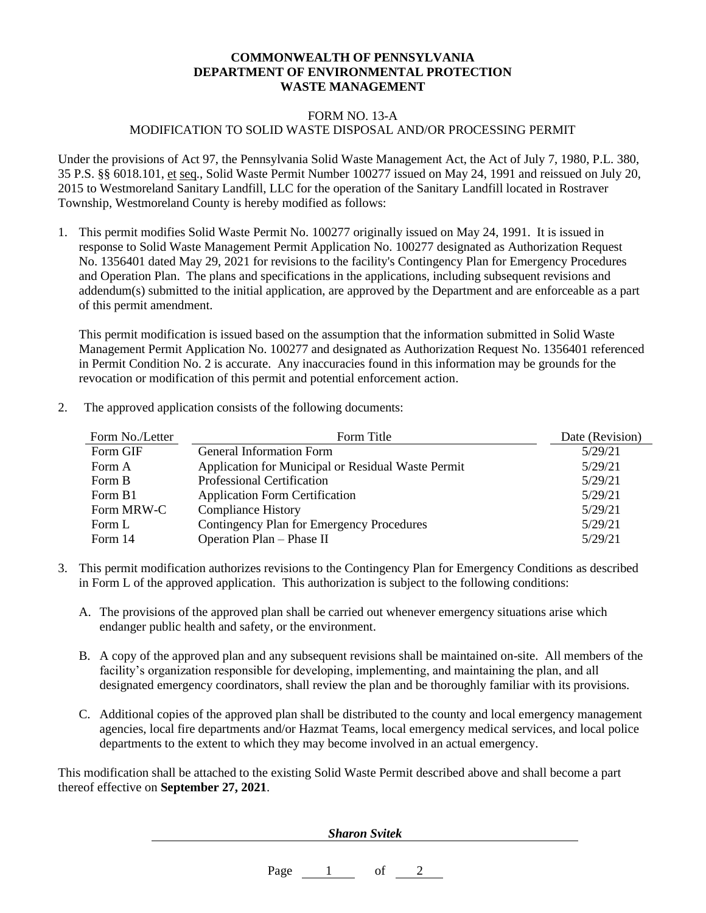**COMMONWEALTH OF PENNSYLVANIA**
**DEPARTMENT OF ENVIRONMENTAL PROTECTION**
**WASTE MANAGEMENT**

FORM NO. 13-A
MODIFICATION TO SOLID WASTE DISPOSAL AND/OR PROCESSING PERMIT

Under the provisions of Act 97, the Pennsylvania Solid Waste Management Act, the Act of July 7, 1980, P.L. 380, 35 P.S. §§ 6018.101, et seq., Solid Waste Permit Number 100277 issued on May 24, 1991 and reissued on July 20, 2015 to Westmoreland Sanitary Landfill, LLC for the operation of the Sanitary Landfill located in Rostraver Township, Westmoreland County is hereby modified as follows:

1. This permit modifies Solid Waste Permit No. 100277 originally issued on May 24, 1991. It is issued in response to Solid Waste Management Permit Application No. 100277 designated as Authorization Request No. 1356401 dated May 29, 2021 for revisions to the facility's Contingency Plan for Emergency Procedures and Operation Plan. The plans and specifications in the applications, including subsequent revisions and addendum(s) submitted to the initial application, are approved by the Department and are enforceable as a part of this permit amendment.

   This permit modification is issued based on the assumption that the information submitted in Solid Waste Management Permit Application No. 100277 and designated as Authorization Request No. 1356401 referenced in Permit Condition No. 2 is accurate. Any inaccuracies found in this information may be grounds for the revocation or modification of this permit and potential enforcement action.

2. The approved application consists of the following documents:

| Form No./Letter | Form Title | Date (Revision) |
|---|---|---|
| Form GIF | General Information Form | 5/29/21 |
| Form A | Application for Municipal or Residual Waste Permit | 5/29/21 |
| Form B | Professional Certification | 5/29/21 |
| Form B1 | Application Form Certification | 5/29/21 |
| Form MRW-C | Compliance History | 5/29/21 |
| Form L | Contingency Plan for Emergency Procedures | 5/29/21 |
| Form 14 | Operation Plan – Phase II | 5/29/21 |

3. This permit modification authorizes revisions to the Contingency Plan for Emergency Conditions as described in Form L of the approved application. This authorization is subject to the following conditions:

   A. The provisions of the approved plan shall be carried out whenever emergency situations arise which endanger public health and safety, or the environment.

   B. A copy of the approved plan and any subsequent revisions shall be maintained on-site. All members of the facility's organization responsible for developing, implementing, and maintaining the plan, and all designated emergency coordinators, shall review the plan and be thoroughly familiar with its provisions.

   C. Additional copies of the approved plan shall be distributed to the county and local emergency management agencies, local fire departments and/or Hazmat Teams, local emergency medical services, and local police departments to the extent to which they may become involved in an actual emergency.

This modification shall be attached to the existing Solid Waste Permit described above and shall become a part thereof effective on **September 27, 2021**.

***Sharon Svitek***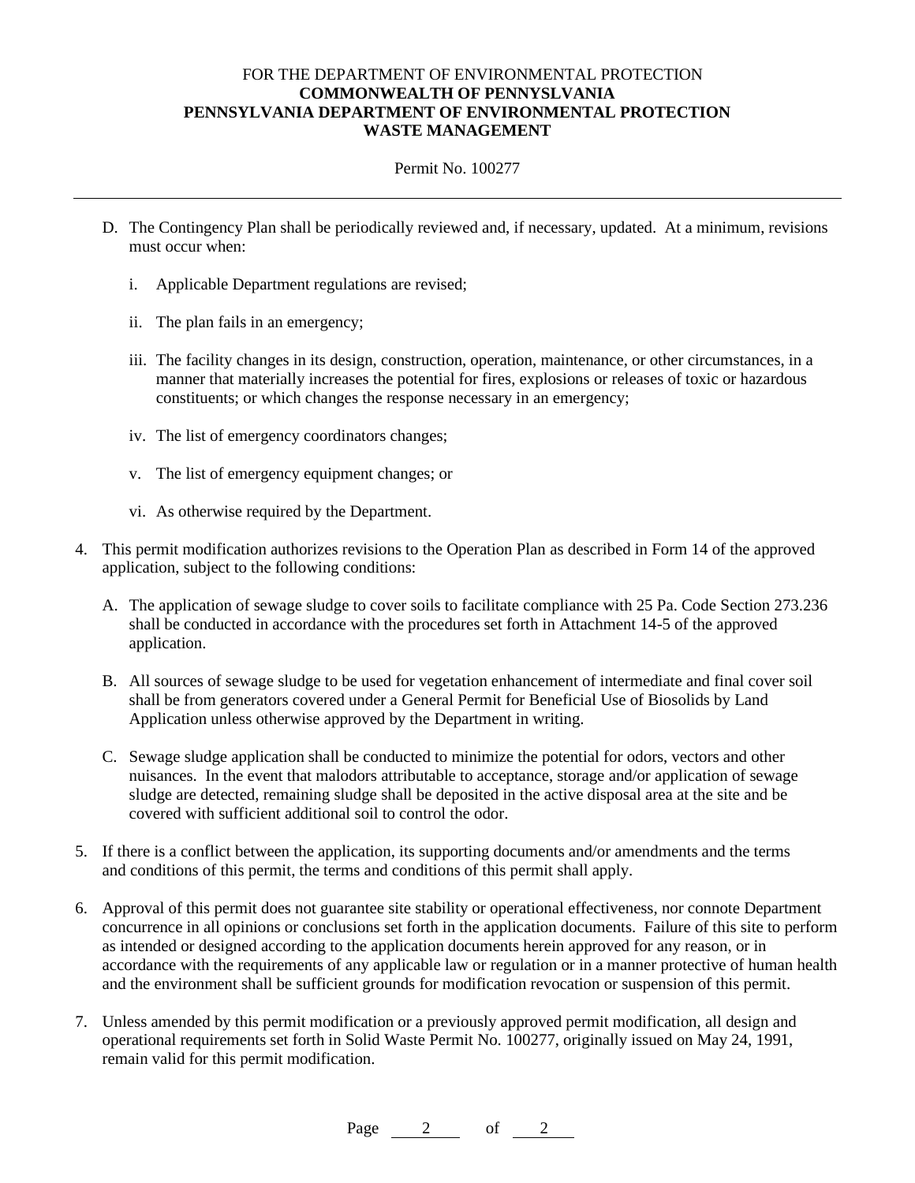FOR THE DEPARTMENT OF ENVIRONMENTAL PROTECTION
**COMMONWEALTH OF PENNYSLVANIA**
**PENNSYLVANIA DEPARTMENT OF ENVIRONMENTAL PROTECTION**
**WASTE MANAGEMENT**

Permit No. 100277

---

D. The Contingency Plan shall be periodically reviewed and, if necessary, updated. At a minimum, revisions must occur when:

   i. Applicable Department regulations are revised;

   ii. The plan fails in an emergency;

   iii. The facility changes in its design, construction, operation, maintenance, or other circumstances, in a manner that materially increases the potential for fires, explosions or releases of toxic or hazardous constituents; or which changes the response necessary in an emergency;

   iv. The list of emergency coordinators changes;

   v. The list of emergency equipment changes; or

   vi. As otherwise required by the Department.

4. This permit modification authorizes revisions to the Operation Plan as described in Form 14 of the approved application, subject to the following conditions:

   A. The application of sewage sludge to cover soils to facilitate compliance with 25 Pa. Code Section 273.236 shall be conducted in accordance with the procedures set forth in Attachment 14-5 of the approved application.

   B. All sources of sewage sludge to be used for vegetation enhancement of intermediate and final cover soil shall be from generators covered under a General Permit for Beneficial Use of Biosolids by Land Application unless otherwise approved by the Department in writing.

   C. Sewage sludge application shall be conducted to minimize the potential for odors, vectors and other nuisances. In the event that malodors attributable to acceptance, storage and/or application of sewage sludge are detected, remaining sludge shall be deposited in the active disposal area at the site and be covered with sufficient additional soil to control the odor.

5. If there is a conflict between the application, its supporting documents and/or amendments and the terms and conditions of this permit, the terms and conditions of this permit shall apply.

6. Approval of this permit does not guarantee site stability or operational effectiveness, nor connote Department concurrence in all opinions or conclusions set forth in the application documents. Failure of this site to perform as intended or designed according to the application documents herein approved for any reason, or in accordance with the requirements of any applicable law or regulation or in a manner protective of human health and the environment shall be sufficient grounds for modification revocation or suspension of this permit.

7. Unless amended by this permit modification or a previously approved permit modification, all design and operational requirements set forth in Solid Waste Permit No. 100277, originally issued on May 24, 1991, remain valid for this permit modification.